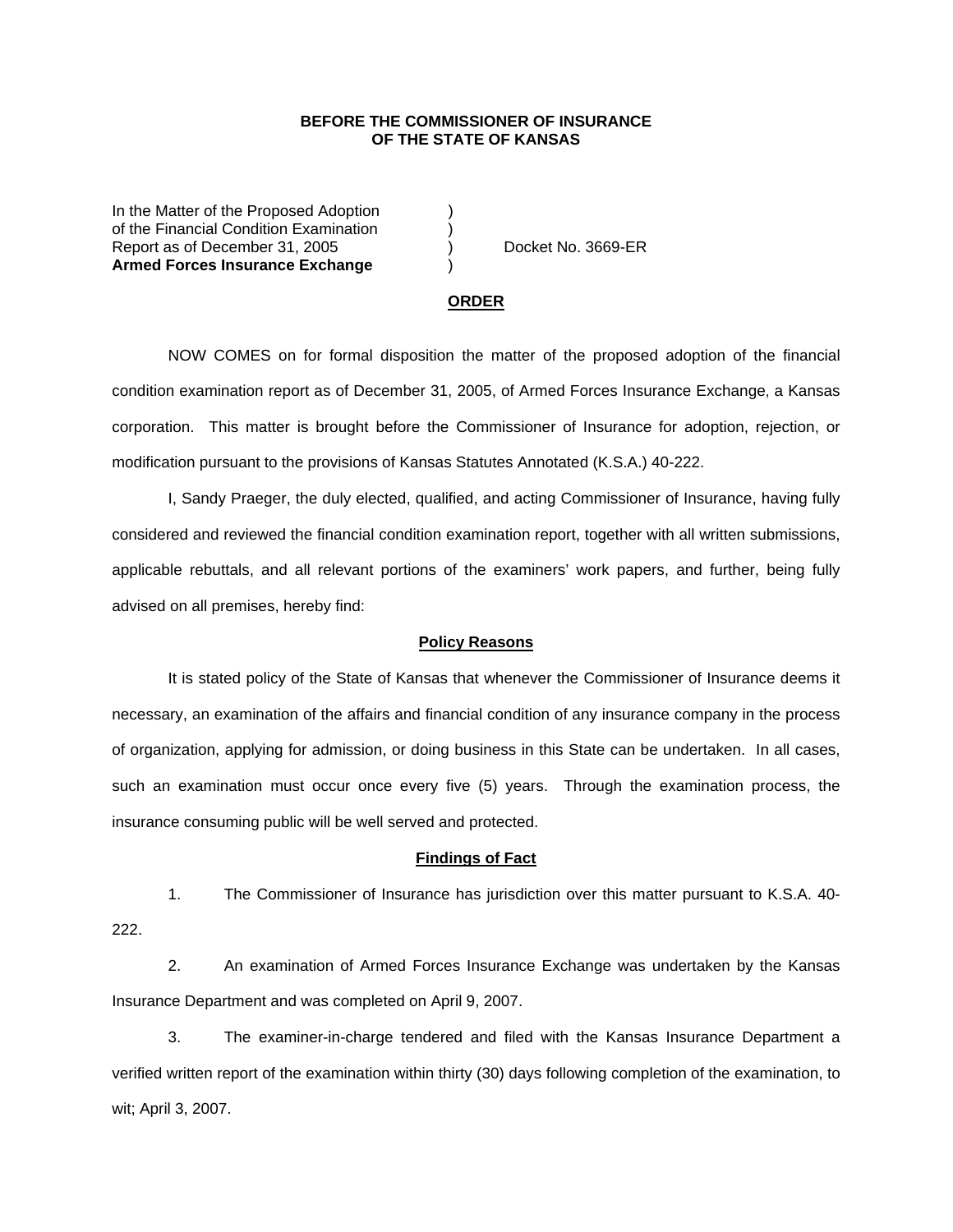**BEFORE THE COMMISSIONER OF INSURANCE**
**OF THE STATE OF KANSAS**

In the Matter of the Proposed Adoption )
of the Financial Condition Examination )
Report as of December 31, 2005 ) Docket No. 3669-ER
**Armed Forces Insurance Exchange** )

**ORDER**

NOW COMES on for formal disposition the matter of the proposed adoption of the financial condition examination report as of December 31, 2005, of Armed Forces Insurance Exchange, a Kansas corporation. This matter is brought before the Commissioner of Insurance for adoption, rejection, or modification pursuant to the provisions of Kansas Statutes Annotated (K.S.A.) 40-222.

I, Sandy Praeger, the duly elected, qualified, and acting Commissioner of Insurance, having fully considered and reviewed the financial condition examination report, together with all written submissions, applicable rebuttals, and all relevant portions of the examiners' work papers, and further, being fully advised on all premises, hereby find:

**Policy Reasons**

It is stated policy of the State of Kansas that whenever the Commissioner of Insurance deems it necessary, an examination of the affairs and financial condition of any insurance company in the process of organization, applying for admission, or doing business in this State can be undertaken. In all cases, such an examination must occur once every five (5) years. Through the examination process, the insurance consuming public will be well served and protected.

**Findings of Fact**

1. The Commissioner of Insurance has jurisdiction over this matter pursuant to K.S.A. 40-222.

2. An examination of Armed Forces Insurance Exchange was undertaken by the Kansas Insurance Department and was completed on April 9, 2007.

3. The examiner-in-charge tendered and filed with the Kansas Insurance Department a verified written report of the examination within thirty (30) days following completion of the examination, to wit; April 3, 2007.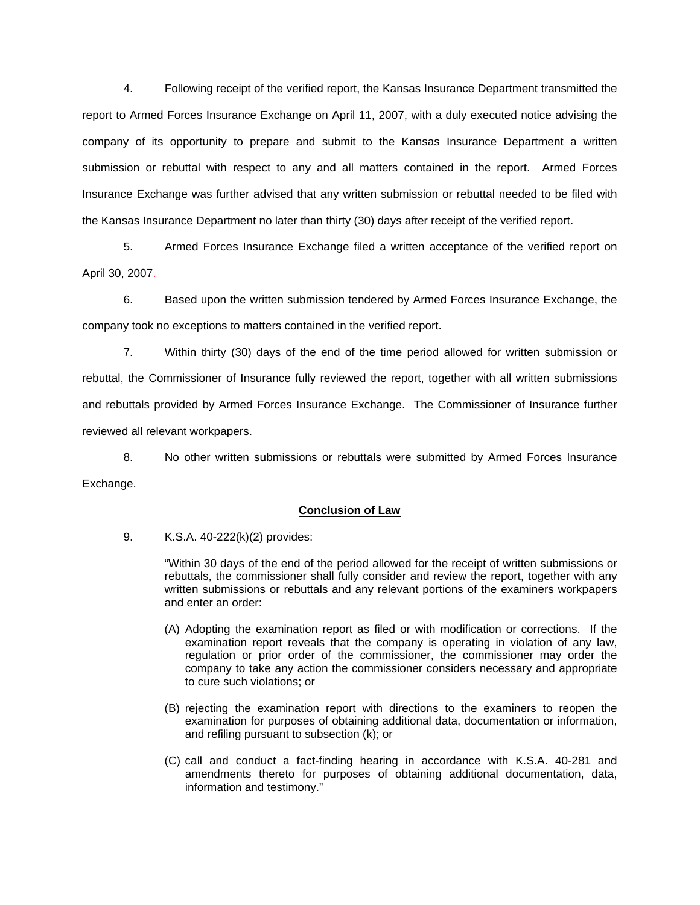4. Following receipt of the verified report, the Kansas Insurance Department transmitted the report to Armed Forces Insurance Exchange on April 11, 2007, with a duly executed notice advising the company of its opportunity to prepare and submit to the Kansas Insurance Department a written submission or rebuttal with respect to any and all matters contained in the report. Armed Forces Insurance Exchange was further advised that any written submission or rebuttal needed to be filed with the Kansas Insurance Department no later than thirty (30) days after receipt of the verified report.

5. Armed Forces Insurance Exchange filed a written acceptance of the verified report on April 30, 2007.

6. Based upon the written submission tendered by Armed Forces Insurance Exchange, the company took no exceptions to matters contained in the verified report.

7. Within thirty (30) days of the end of the time period allowed for written submission or rebuttal, the Commissioner of Insurance fully reviewed the report, together with all written submissions and rebuttals provided by Armed Forces Insurance Exchange. The Commissioner of Insurance further reviewed all relevant workpapers.

8. No other written submissions or rebuttals were submitted by Armed Forces Insurance Exchange.

**Conclusion of Law**

9. K.S.A. 40-222(k)(2) provides:

> "Within 30 days of the end of the period allowed for the receipt of written submissions or rebuttals, the commissioner shall fully consider and review the report, together with any written submissions or rebuttals and any relevant portions of the examiners workpapers and enter an order:
>
> (A) Adopting the examination report as filed or with modification or corrections. If the examination report reveals that the company is operating in violation of any law, regulation or prior order of the commissioner, the commissioner may order the company to take any action the commissioner considers necessary and appropriate to cure such violations; or
>
> (B) rejecting the examination report with directions to the examiners to reopen the examination for purposes of obtaining additional data, documentation or information, and refiling pursuant to subsection (k); or
>
> (C) call and conduct a fact-finding hearing in accordance with K.S.A. 40-281 and amendments thereto for purposes of obtaining additional documentation, data, information and testimony."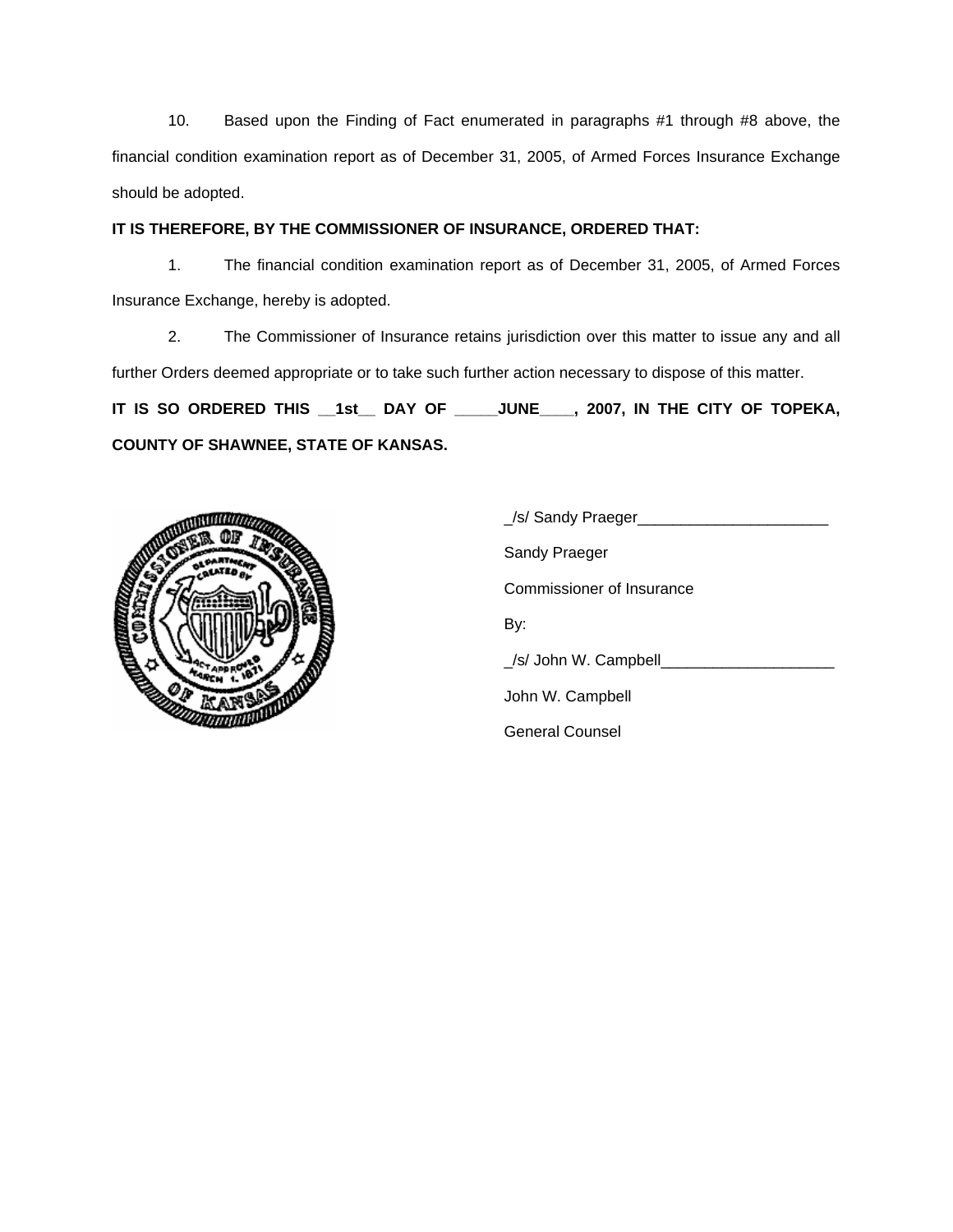10. Based upon the Finding of Fact enumerated in paragraphs #1 through #8 above, the financial condition examination report as of December 31, 2005, of Armed Forces Insurance Exchange should be adopted.

**IT IS THEREFORE, BY THE COMMISSIONER OF INSURANCE, ORDERED THAT:**

1. The financial condition examination report as of December 31, 2005, of Armed Forces Insurance Exchange, hereby is adopted.

2. The Commissioner of Insurance retains jurisdiction over this matter to issue any and all further Orders deemed appropriate or to take such further action necessary to dispose of this matter.

**IT IS SO ORDERED THIS __1st__ DAY OF _____JUNE____, 2007, IN THE CITY OF TOPEKA, COUNTY OF SHAWNEE, STATE OF KANSAS.**

_/s/ Sandy Praeger______________________

Sandy Praeger

Commissioner of Insurance

By:

_/s/ John W. Campbell____________________

John W. Campbell

General Counsel